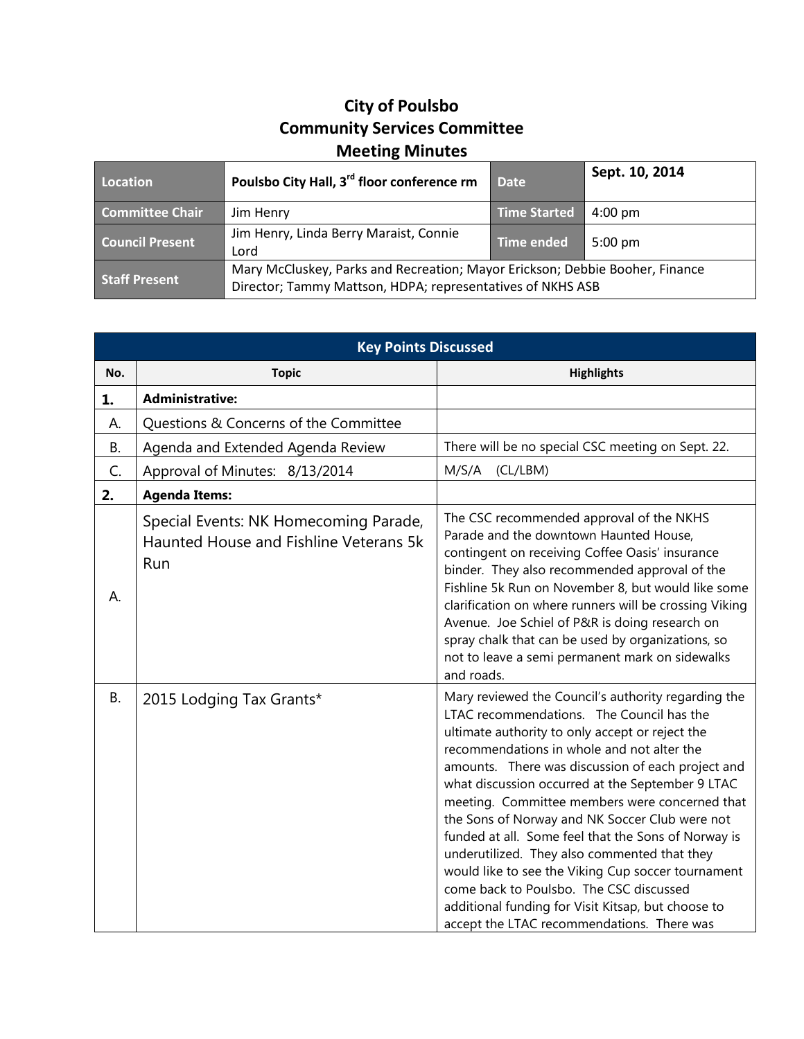# City of Poulsbo
# Community Services Committee
# Meeting Minutes

| Location | Poulsbo City Hall, 3rd floor conference rm | Date | Sept. 10, 2014 |
|---|---|---|---|
| Committee Chair | Jim Henry | Time Started | 4:00 pm |
| Council Present | Jim Henry, Linda Berry Maraist, Connie Lord | Time ended | 5:00 pm |
| Staff Present | Mary McCluskey, Parks and Recreation; Mayor Erickson; Debbie Booher, Finance Director; Tammy Mattson, HDPA; representatives of NKHS ASB | | |

| Key Points Discussed | | |
|---|---|---|
| **No.** | **Topic** | **Highlights** |
| **1.** | **Administrative:** | |
| A. | Questions & Concerns of the Committee | |
| B. | Agenda and Extended Agenda Review | There will be no special CSC meeting on Sept. 22. |
| C. | Approval of Minutes: 8/13/2014 | M/S/A (CL/LBM) |
| **2.** | **Agenda Items:** | |
| A. | Special Events: NK Homecoming Parade, Haunted House and Fishline Veterans 5k Run | The CSC recommended approval of the NKHS Parade and the downtown Haunted House, contingent on receiving Coffee Oasis' insurance binder. They also recommended approval of the Fishline 5k Run on November 8, but would like some clarification on where runners will be crossing Viking Avenue. Joe Schiel of P&R is doing research on spray chalk that can be used by organizations, so not to leave a semi permanent mark on sidewalks and roads. |
| B. | 2015 Lodging Tax Grants* | Mary reviewed the Council's authority regarding the LTAC recommendations. The Council has the ultimate authority to only accept or reject the recommendations in whole and not alter the amounts. There was discussion of each project and what discussion occurred at the September 9 LTAC meeting. Committee members were concerned that the Sons of Norway and NK Soccer Club were not funded at all. Some feel that the Sons of Norway is underutilized. They also commented that they would like to see the Viking Cup soccer tournament come back to Poulsbo. The CSC discussed additional funding for Visit Kitsap, but choose to accept the LTAC recommendations. There was |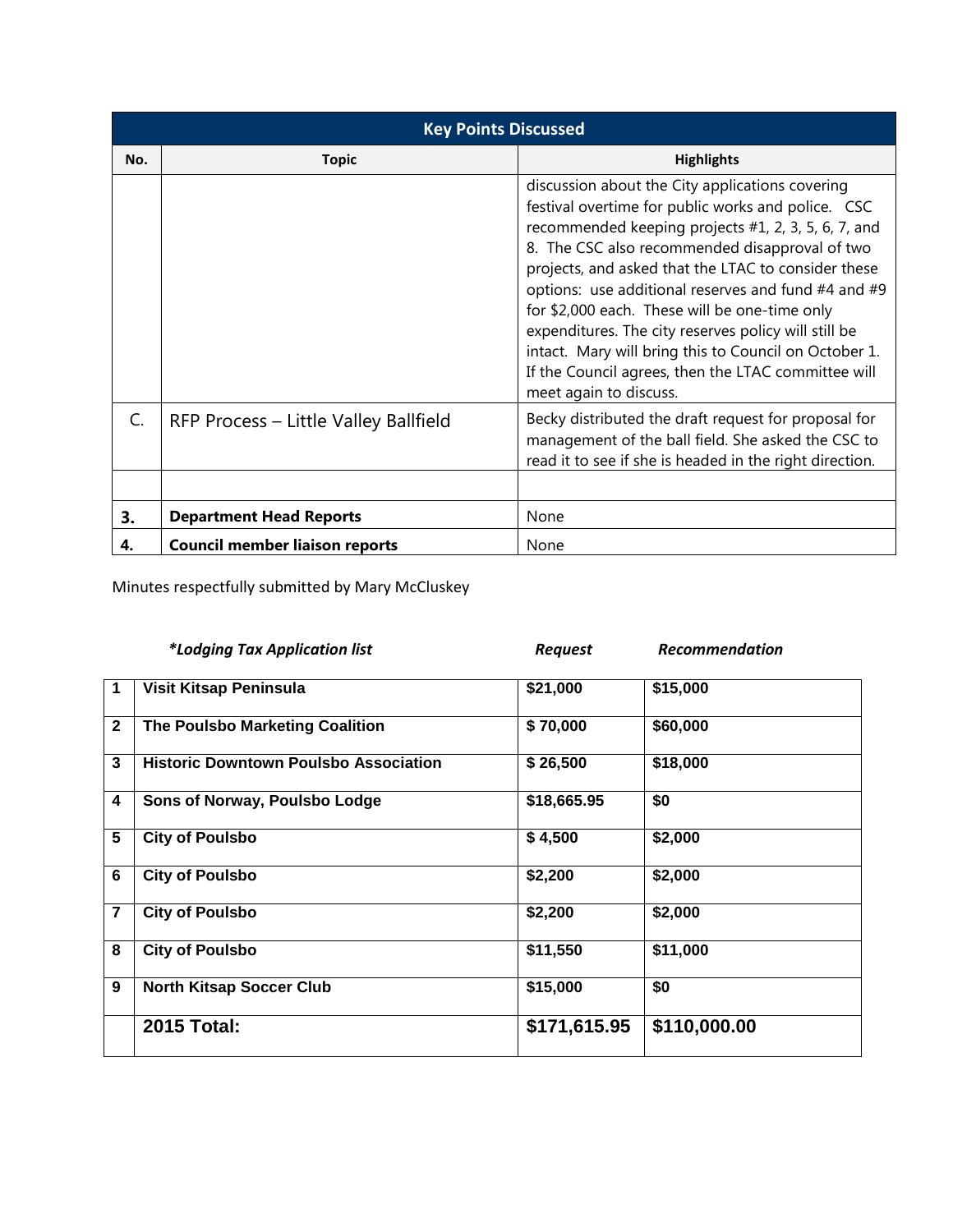| Key Points Discussed | | |
|---|---|---|
| **No.** | **Topic** | **Highlights** |
| | | discussion about the City applications covering festival overtime for public works and police. CSC recommended keeping projects #1, 2, 3, 5, 6, 7, and 8. The CSC also recommended disapproval of two projects, and asked that the LTAC to consider these options: use additional reserves and fund #4 and #9 for $2,000 each. These will be one-time only expenditures. The city reserves policy will still be intact. Mary will bring this to Council on October 1. If the Council agrees, then the LTAC committee will meet again to discuss. |
| C. | RFP Process – Little Valley Ballfield | Becky distributed the draft request for proposal for management of the ball field. She asked the CSC to read it to see if she is headed in the right direction. |
| | | |
| **3.** | **Department Head Reports** | None |
| **4.** | **Council member liaison reports** | None |

Minutes respectfully submitted by Mary McCluskey

| | ***Lodging Tax Application list*** | ***Request*** | ***Recommendation*** |
|---|---|---|---|
| **1** | **Visit Kitsap Peninsula** | **$21,000** | **$15,000** |
| **2** | **The Poulsbo Marketing Coalition** | **$ 70,000** | **$60,000** |
| **3** | **Historic Downtown Poulsbo Association** | **$ 26,500** | **$18,000** |
| **4** | **Sons of Norway, Poulsbo Lodge** | **$18,665.95** | **$0** |
| **5** | **City of Poulsbo** | **$ 4,500** | **$2,000** |
| **6** | **City of Poulsbo** | **$2,200** | **$2,000** |
| **7** | **City of Poulsbo** | **$2,200** | **$2,000** |
| **8** | **City of Poulsbo** | **$11,550** | **$11,000** |
| **9** | **North Kitsap Soccer Club** | **$15,000** | **$0** |
| | **2015 Total:** | **$171,615.95** | **$110,000.00** |